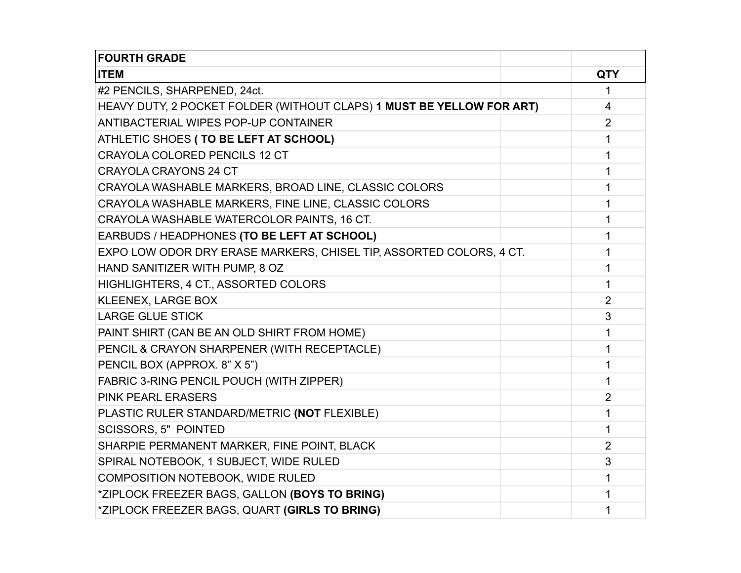| FOURTH GRADE | |
|---|---|
| **ITEM** | **QTY** |
| #2 PENCILS, SHARPENED, 24ct. | 1 |
| HEAVY DUTY, 2 POCKET FOLDER (WITHOUT CLAPS) **1 MUST BE YELLOW FOR ART)** | 4 |
| ANTIBACTERIAL WIPES POP-UP CONTAINER | 2 |
| ATHLETIC SHOES **( TO BE LEFT AT SCHOOL)** | 1 |
| CRAYOLA COLORED PENCILS 12 CT | 1 |
| CRAYOLA CRAYONS 24 CT | 1 |
| CRAYOLA WASHABLE MARKERS, BROAD LINE, CLASSIC COLORS | 1 |
| CRAYOLA WASHABLE MARKERS, FINE LINE, CLASSIC COLORS | 1 |
| CRAYOLA WASHABLE WATERCOLOR PAINTS, 16 CT. | 1 |
| EARBUDS / HEADPHONES **(TO BE LEFT AT SCHOOL)** | 1 |
| EXPO LOW ODOR DRY ERASE MARKERS, CHISEL TIP, ASSORTED COLORS, 4 CT. | 1 |
| HAND SANITIZER WITH PUMP, 8 OZ | 1 |
| HIGHLIGHTERS, 4 CT., ASSORTED COLORS | 1 |
| KLEENEX, LARGE BOX | 2 |
| LARGE GLUE STICK | 3 |
| PAINT SHIRT (CAN BE AN OLD SHIRT FROM HOME) | 1 |
| PENCIL & CRAYON SHARPENER (WITH RECEPTACLE) | 1 |
| PENCIL BOX (APPROX. 8" X 5") | 1 |
| FABRIC 3-RING PENCIL POUCH (WITH ZIPPER) | 1 |
| PINK PEARL ERASERS | 2 |
| PLASTIC RULER STANDARD/METRIC **(NOT** FLEXIBLE) | 1 |
| SCISSORS, 5" POINTED | 1 |
| SHARPIE PERMANENT MARKER, FINE POINT, BLACK | 2 |
| SPIRAL NOTEBOOK, 1 SUBJECT, WIDE RULED | 3 |
| COMPOSITION NOTEBOOK, WIDE RULED | 1 |
| *ZIPLOCK FREEZER BAGS, GALLON **(BOYS TO BRING)** | 1 |
| *ZIPLOCK FREEZER BAGS, QUART **(GIRLS TO BRING)** | 1 |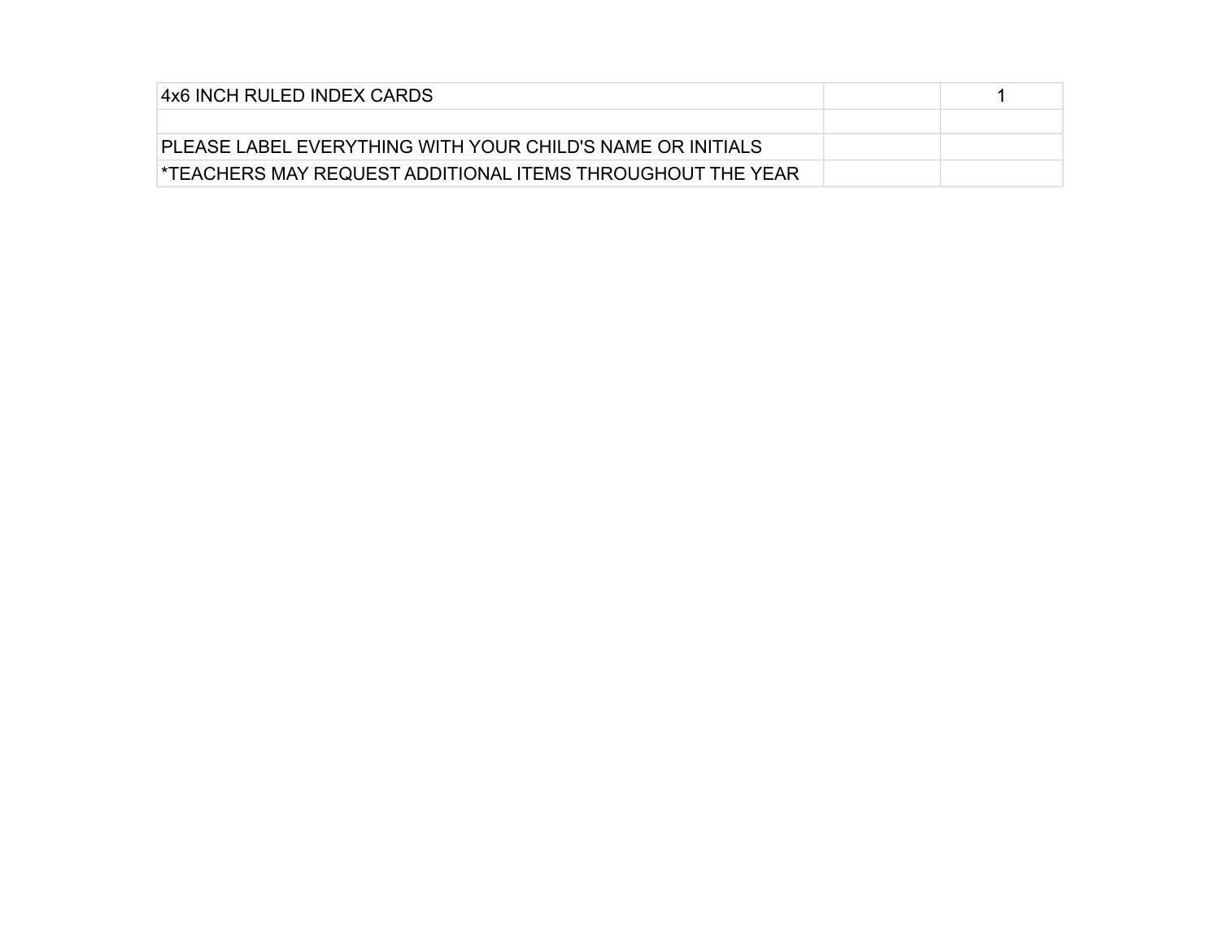| | | |
|---|---|---|
| 4x6 INCH RULED INDEX CARDS | | 1 |
| | | |
| PLEASE LABEL EVERYTHING WITH YOUR CHILD'S NAME OR INITIALS | | |
| *TEACHERS MAY REQUEST ADDITIONAL ITEMS THROUGHOUT THE YEAR | | |